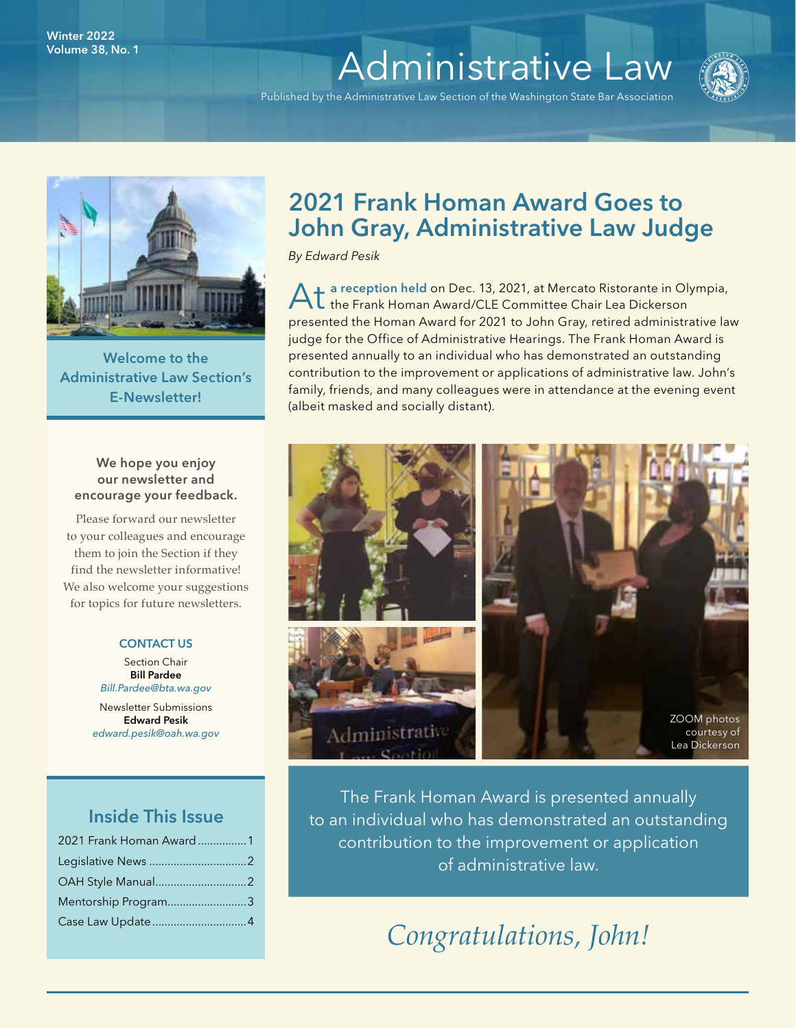Winter 2022
Volume 38, No. 1

# Administrative Law

Published by the Administrative Law Section of the Washington State Bar Association

**Welcome to the Administrative Law Section's E-Newsletter!**

**We hope you enjoy our newsletter and encourage your feedback.**

Please forward our newsletter to your colleagues and encourage them to join the Section if they find the newsletter informative! We also welcome your suggestions for topics for future newsletters.

**CONTACT US**

Section Chair
**Bill Pardee**
*Bill.Pardee@bta.wa.gov*

Newsletter Submissions
**Edward Pesik**
*edward.pesik@oah.wa.gov*

## Inside This Issue

| | |
|---|---|
| 2021 Frank Homan Award | 1 |
| Legislative News | 2 |
| OAH Style Manual | 2 |
| Mentorship Program | 3 |
| Case Law Update | 4 |

## 2021 Frank Homan Award Goes to John Gray, Administrative Law Judge

*By Edward Pesik*

At **a reception held** on Dec. 13, 2021, at Mercato Ristorante in Olympia, the Frank Homan Award/CLE Committee Chair Lea Dickerson presented the Homan Award for 2021 to John Gray, retired administrative law judge for the Office of Administrative Hearings. The Frank Homan Award is presented annually to an individual who has demonstrated an outstanding contribution to the improvement or applications of administrative law. John's family, friends, and many colleagues were in attendance at the evening event (albeit masked and socially distant).

ZOOM photos courtesy of Lea Dickerson

The Frank Homan Award is presented annually to an individual who has demonstrated an outstanding contribution to the improvement or application of administrative law.

*Congratulations, John!*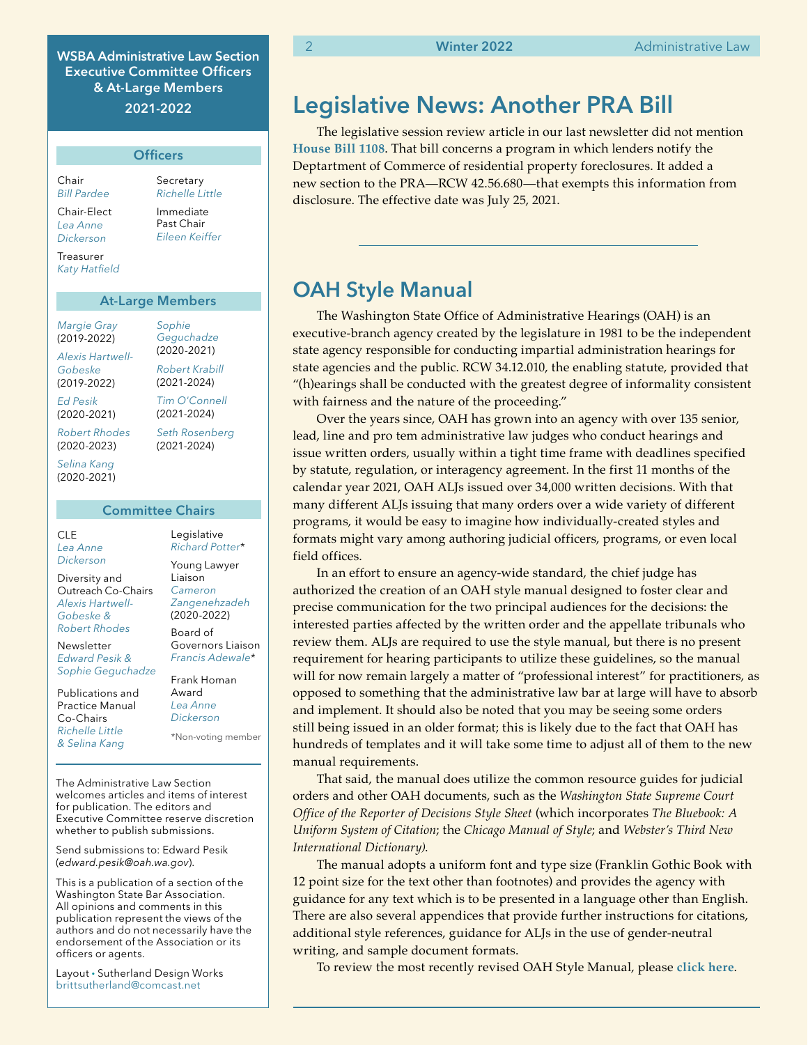**WSBA Administrative Law Section Executive Committee Officers & At-Large Members 2021-2022**

**Officers**

Chair
*Bill Pardee*

Chair-Elect
*Lea Anne Dickerson*

Treasurer
*Katy Hatfield*

Secretary
*Richelle Little*

Immediate Past Chair
*Eileen Keiffer*

**At-Large Members**

*Margie Gray* (2019-2022)

*Alexis Hartwell-Gobeske* (2019-2022)

*Ed Pesik* (2020-2021)

*Robert Rhodes* (2020-2023)

*Selina Kang* (2020-2021)

*Sophie Geguchadze* (2020-2021)

*Robert Krabill* (2021-2024)

*Tim O'Connell* (2021-2024)

*Seth Rosenberg* (2021-2024)

**Committee Chairs**

CLE
*Lea Anne Dickerson*

Diversity and Outreach Co-Chairs
*Alexis Hartwell-Gobeske & Robert Rhodes*

Newsletter
*Edward Pesik & Sophie Geguchadze*

Publications and Practice Manual Co-Chairs
*Richelle Little & Selina Kang*

Legislative
*Richard Potter**

Young Lawyer Liaison
*Cameron Zangenehzadeh* (2020-2022)

Board of Governors Liaison
*Francis Adewale**

Frank Homan Award
*Lea Anne Dickerson*

*Non-voting member

The Administrative Law Section welcomes articles and items of interest for publication. The editors and Executive Committee reserve discretion whether to publish submissions.

Send submissions to: Edward Pesik (*edward.pesik@oah.wa.gov*).

This is a publication of a section of the Washington State Bar Association. All opinions and comments in this publication represent the views of the authors and do not necessarily have the endorsement of the Association or its officers or agents.

Layout • Sutherland Design Works
brittsutherland@comcast.net

## Legislative News: Another PRA Bill

The legislative session review article in our last newsletter did not mention **House Bill 1108**. That bill concerns a program in which lenders notify the Deptartment of Commerce of residential property foreclosures. It added a new section to the PRA—RCW 42.56.680—that exempts this information from disclosure. The effective date was July 25, 2021.

## OAH Style Manual

The Washington State Office of Administrative Hearings (OAH) is an executive-branch agency created by the legislature in 1981 to be the independent state agency responsible for conducting impartial administration hearings for state agencies and the public. RCW 34.12.010, the enabling statute, provided that "(h)earings shall be conducted with the greatest degree of informality consistent with fairness and the nature of the proceeding."

Over the years since, OAH has grown into an agency with over 135 senior, lead, line and pro tem administrative law judges who conduct hearings and issue written orders, usually within a tight time frame with deadlines specified by statute, regulation, or interagency agreement. In the first 11 months of the calendar year 2021, OAH ALJs issued over 34,000 written decisions. With that many different ALJs issuing that many orders over a wide variety of different programs, it would be easy to imagine how individually-created styles and formats might vary among authoring judicial officers, programs, or even local field offices.

In an effort to ensure an agency-wide standard, the chief judge has authorized the creation of an OAH style manual designed to foster clear and precise communication for the two principal audiences for the decisions: the interested parties affected by the written order and the appellate tribunals who review them. ALJs are required to use the style manual, but there is no present requirement for hearing participants to utilize these guidelines, so the manual will for now remain largely a matter of "professional interest" for practitioners, as opposed to something that the administrative law bar at large will have to absorb and implement. It should also be noted that you may be seeing some orders still being issued in an older format; this is likely due to the fact that OAH has hundreds of templates and it will take some time to adjust all of them to the new manual requirements.

That said, the manual does utilize the common resource guides for judicial orders and other OAH documents, such as the *Washington State Supreme Court Office of the Reporter of Decisions Style Sheet* (which incorporates *The Bluebook: A Uniform System of Citation*; the *Chicago Manual of Style*; and *Webster's Third New International Dictionary).*

The manual adopts a uniform font and type size (Franklin Gothic Book with 12 point size for the text other than footnotes) and provides the agency with guidance for any text which is to be presented in a language other than English. There are also several appendices that provide further instructions for citations, additional style references, guidance for ALJs in the use of gender-neutral writing, and sample document formats.

To review the most recently revised OAH Style Manual, please **click here**.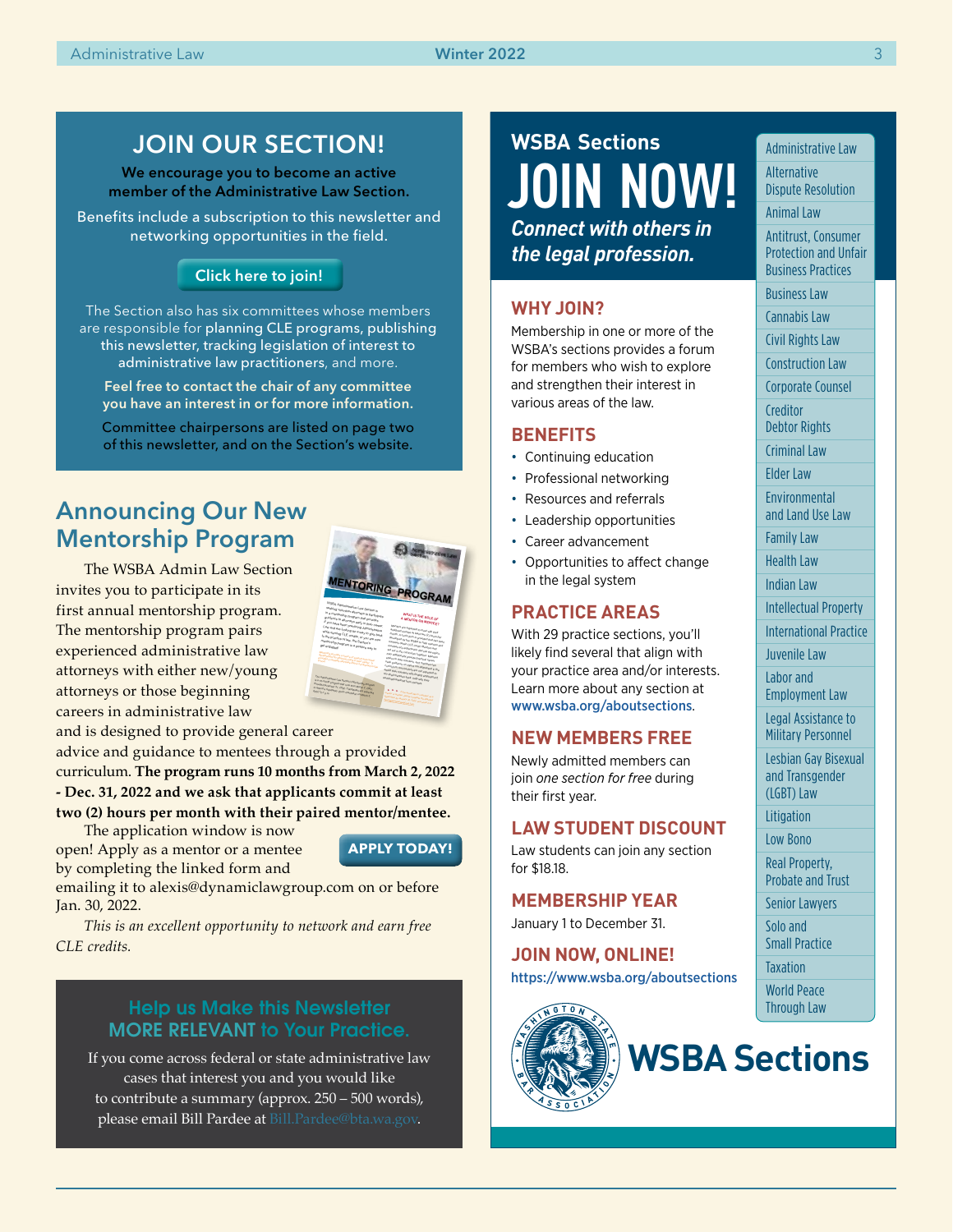## JOIN OUR SECTION!

**We encourage you to become an active member of the Administrative Law Section.**

Benefits include a subscription to this newsletter and networking opportunities in the field.

**Click here to join!**

The Section also has six committees whose members are responsible for **planning CLE programs, publishing this newsletter, tracking legislation of interest to administrative law practitioners**, and more.

**Feel free to contact the chair of any committee you have an interest in or for more information.**

Committee chairpersons are listed on page two of this newsletter, and on the Section's website.

## Announcing Our New Mentorship Program

The WSBA Admin Law Section invites you to participate in its first annual mentorship program. The mentorship program pairs experienced administrative law attorneys with either new/young attorneys or those beginning careers in administrative law and is designed to provide general career advice and guidance to mentees through a provided curriculum. **The program runs 10 months from March 2, 2022 - Dec. 31, 2022 and we ask that applicants commit at least two (2) hours per month with their paired mentor/mentee.**

The application window is now open! Apply as a mentor or a mentee by completing the linked form and emailing it to alexis@dynamiclawgroup.com on or before Jan. 30, 2022.

**APPLY TODAY!**

*This is an excellent opportunity to network and earn free CLE credits.*

## Help us Make this Newsletter MORE RELEVANT to Your Practice.

If you come across federal or state administrative law cases that interest you and you would like to contribute a summary (approx. 250 – 500 words), please email Bill Pardee at Bill.Pardee@bta.wa.gov.

## WSBA Sections

# JOIN NOW!

***Connect with others in the legal profession.***

### WHY JOIN?

Membership in one or more of the WSBA's sections provides a forum for members who wish to explore and strengthen their interest in various areas of the law.

### BENEFITS

- Continuing education
- Professional networking
- Resources and referrals
- Leadership opportunities
- Career advancement
- Opportunities to affect change in the legal system

### PRACTICE AREAS

With 29 practice sections, you'll likely find several that align with your practice area and/or interests. Learn more about any section at www.wsba.org/aboutsections.

### NEW MEMBERS FREE

Newly admitted members can join *one section for free* during their first year.

### LAW STUDENT DISCOUNT

Law students can join any section for $18.18.

### MEMBERSHIP YEAR

January 1 to December 31.

### JOIN NOW, ONLINE!

https://www.wsba.org/aboutsections

- Administrative Law
- Alternative Dispute Resolution
- Animal Law
- Antitrust, Consumer Protection and Unfair Business Practices
- Business Law
- Cannabis Law
- Civil Rights Law
- Construction Law
- Corporate Counsel
- Creditor Debtor Rights
- Criminal Law
- Elder Law
- Environmental and Land Use Law
- Family Law
- Health Law
- Indian Law
- Intellectual Property
- International Practice
- Juvenile Law
- Labor and Employment Law
- Legal Assistance to Military Personnel
- Lesbian Gay Bisexual and Transgender (LGBT) Law
- Litigation
- Low Bono
- Real Property, Probate and Trust
- Senior Lawyers
- Solo and Small Practice
- Taxation
- World Peace Through Law

**WSBA Sections**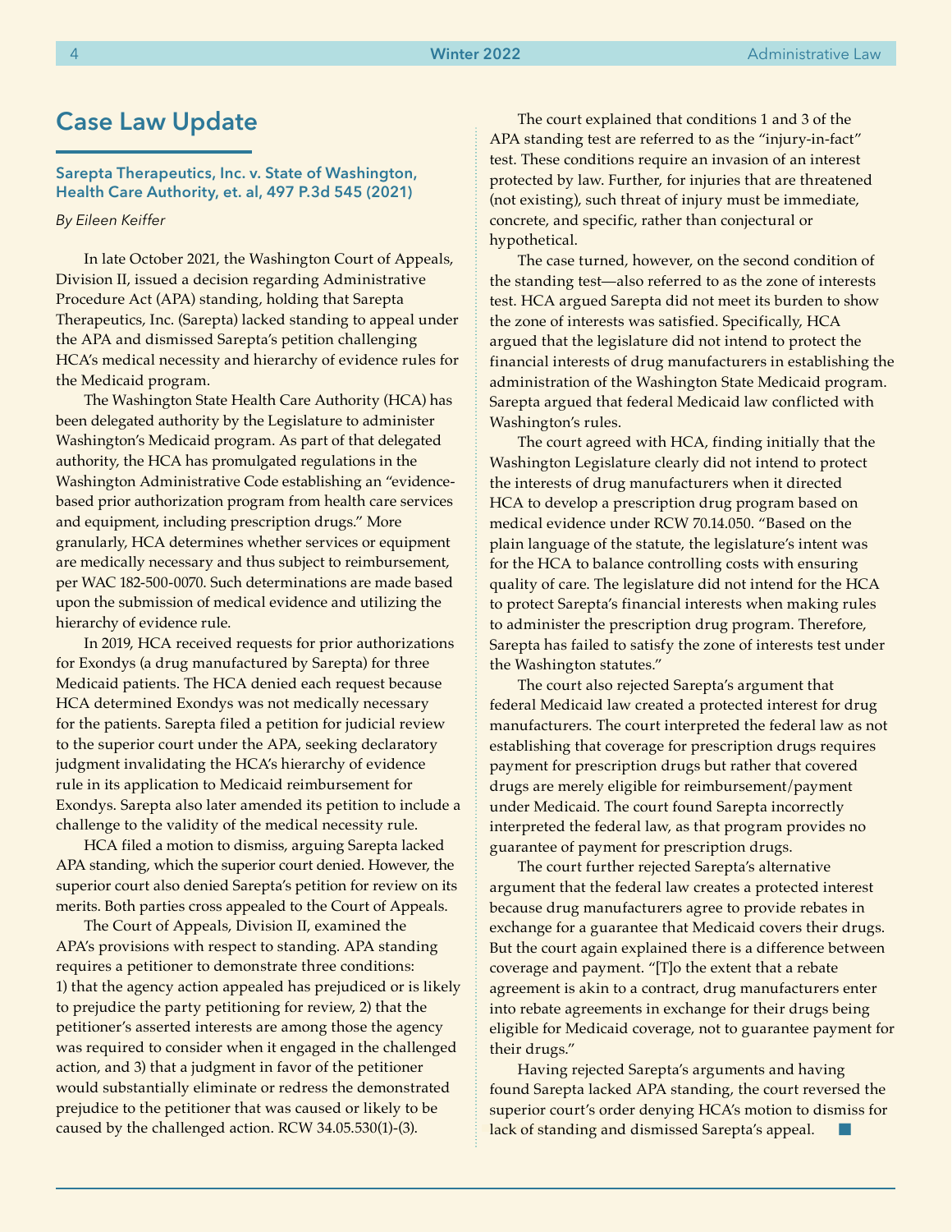## Case Law Update

### Sarepta Therapeutics, Inc. v. State of Washington, Health Care Authority, et. al, 497 P.3d 545 (2021)

*By Eileen Keiffer*

In late October 2021, the Washington Court of Appeals, Division II, issued a decision regarding Administrative Procedure Act (APA) standing, holding that Sarepta Therapeutics, Inc. (Sarepta) lacked standing to appeal under the APA and dismissed Sarepta's petition challenging HCA's medical necessity and hierarchy of evidence rules for the Medicaid program.

The Washington State Health Care Authority (HCA) has been delegated authority by the Legislature to administer Washington's Medicaid program. As part of that delegated authority, the HCA has promulgated regulations in the Washington Administrative Code establishing an "evidence-based prior authorization program from health care services and equipment, including prescription drugs." More granularly, HCA determines whether services or equipment are medically necessary and thus subject to reimbursement, per WAC 182-500-0070. Such determinations are made based upon the submission of medical evidence and utilizing the hierarchy of evidence rule.

In 2019, HCA received requests for prior authorizations for Exondys (a drug manufactured by Sarepta) for three Medicaid patients. The HCA denied each request because HCA determined Exondys was not medically necessary for the patients. Sarepta filed a petition for judicial review to the superior court under the APA, seeking declaratory judgment invalidating the HCA's hierarchy of evidence rule in its application to Medicaid reimbursement for Exondys. Sarepta also later amended its petition to include a challenge to the validity of the medical necessity rule.

HCA filed a motion to dismiss, arguing Sarepta lacked APA standing, which the superior court denied. However, the superior court also denied Sarepta's petition for review on its merits. Both parties cross appealed to the Court of Appeals.

The Court of Appeals, Division II, examined the APA's provisions with respect to standing. APA standing requires a petitioner to demonstrate three conditions: 1) that the agency action appealed has prejudiced or is likely to prejudice the party petitioning for review, 2) that the petitioner's asserted interests are among those the agency was required to consider when it engaged in the challenged action, and 3) that a judgment in favor of the petitioner would substantially eliminate or redress the demonstrated prejudice to the petitioner that was caused or likely to be caused by the challenged action. RCW 34.05.530(1)-(3).

The court explained that conditions 1 and 3 of the APA standing test are referred to as the "injury-in-fact" test. These conditions require an invasion of an interest protected by law. Further, for injuries that are threatened (not existing), such threat of injury must be immediate, concrete, and specific, rather than conjectural or hypothetical.

The case turned, however, on the second condition of the standing test—also referred to as the zone of interests test. HCA argued Sarepta did not meet its burden to show the zone of interests was satisfied. Specifically, HCA argued that the legislature did not intend to protect the financial interests of drug manufacturers in establishing the administration of the Washington State Medicaid program. Sarepta argued that federal Medicaid law conflicted with Washington's rules.

The court agreed with HCA, finding initially that the Washington Legislature clearly did not intend to protect the interests of drug manufacturers when it directed HCA to develop a prescription drug program based on medical evidence under RCW 70.14.050. "Based on the plain language of the statute, the legislature's intent was for the HCA to balance controlling costs with ensuring quality of care. The legislature did not intend for the HCA to protect Sarepta's financial interests when making rules to administer the prescription drug program. Therefore, Sarepta has failed to satisfy the zone of interests test under the Washington statutes."

The court also rejected Sarepta's argument that federal Medicaid law created a protected interest for drug manufacturers. The court interpreted the federal law as not establishing that coverage for prescription drugs requires payment for prescription drugs but rather that covered drugs are merely eligible for reimbursement/payment under Medicaid. The court found Sarepta incorrectly interpreted the federal law, as that program provides no guarantee of payment for prescription drugs.

The court further rejected Sarepta's alternative argument that the federal law creates a protected interest because drug manufacturers agree to provide rebates in exchange for a guarantee that Medicaid covers their drugs. But the court again explained there is a difference between coverage and payment. "[T]o the extent that a rebate agreement is akin to a contract, drug manufacturers enter into rebate agreements in exchange for their drugs being eligible for Medicaid coverage, not to guarantee payment for their drugs."

Having rejected Sarepta's arguments and having found Sarepta lacked APA standing, the court reversed the superior court's order denying HCA's motion to dismiss for lack of standing and dismissed Sarepta's appeal. ■